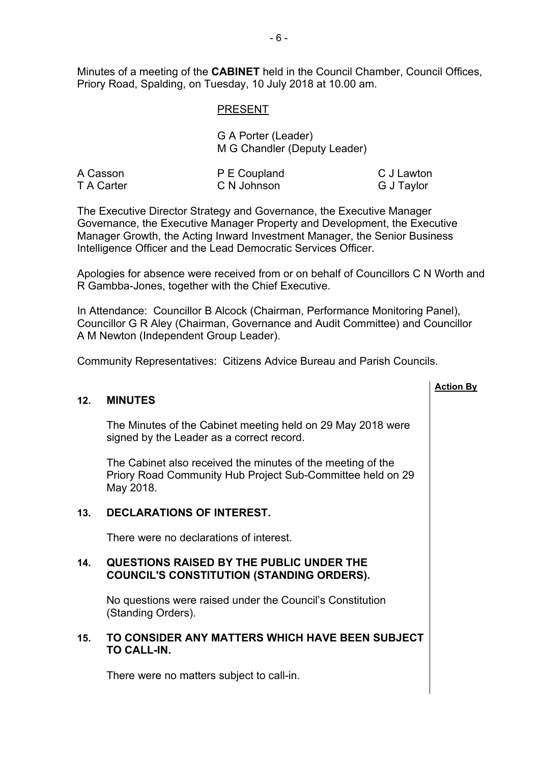Minutes of a meeting of the **CABINET** held in the Council Chamber, Council Offices, Priory Road, Spalding, on Tuesday, 10 July 2018 at 10.00 am.

PRESENT

G A Porter (Leader)
M G Chandler (Deputy Leader)

| | | |
|---|---|---|
| A Casson | P E Coupland | C J Lawton |
| T A Carter | C N Johnson | G J Taylor |

The Executive Director Strategy and Governance, the Executive Manager Governance, the Executive Manager Property and Development, the Executive Manager Growth, the Acting Inward Investment Manager, the Senior Business Intelligence Officer and the Lead Democratic Services Officer.

Apologies for absence were received from or on behalf of Councillors C N Worth and R Gambba-Jones, together with the Chief Executive.

In Attendance: Councillor B Alcock (Chairman, Performance Monitoring Panel), Councillor G R Aley (Chairman, Governance and Audit Committee) and Councillor A M Newton (Independent Group Leader).

Community Representatives: Citizens Advice Bureau and Parish Councils.

**Action By**

## 12. MINUTES

The Minutes of the Cabinet meeting held on 29 May 2018 were signed by the Leader as a correct record.

The Cabinet also received the minutes of the meeting of the Priory Road Community Hub Project Sub-Committee held on 29 May 2018.

## 13. DECLARATIONS OF INTEREST.

There were no declarations of interest.

## 14. QUESTIONS RAISED BY THE PUBLIC UNDER THE COUNCIL'S CONSTITUTION (STANDING ORDERS).

No questions were raised under the Council's Constitution (Standing Orders).

## 15. TO CONSIDER ANY MATTERS WHICH HAVE BEEN SUBJECT TO CALL-IN.

There were no matters subject to call-in.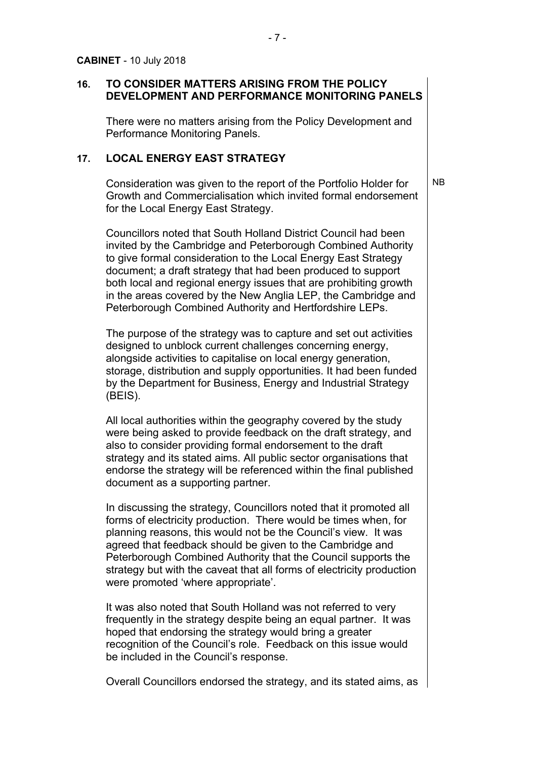**CABINET** - 10 July 2018

## 16. TO CONSIDER MATTERS ARISING FROM THE POLICY DEVELOPMENT AND PERFORMANCE MONITORING PANELS

There were no matters arising from the Policy Development and Performance Monitoring Panels.

## 17. LOCAL ENERGY EAST STRATEGY

NB

Consideration was given to the report of the Portfolio Holder for Growth and Commercialisation which invited formal endorsement for the Local Energy East Strategy.

Councillors noted that South Holland District Council had been invited by the Cambridge and Peterborough Combined Authority to give formal consideration to the Local Energy East Strategy document; a draft strategy that had been produced to support both local and regional energy issues that are prohibiting growth in the areas covered by the New Anglia LEP, the Cambridge and Peterborough Combined Authority and Hertfordshire LEPs.

The purpose of the strategy was to capture and set out activities designed to unblock current challenges concerning energy, alongside activities to capitalise on local energy generation, storage, distribution and supply opportunities. It had been funded by the Department for Business, Energy and Industrial Strategy (BEIS).

All local authorities within the geography covered by the study were being asked to provide feedback on the draft strategy, and also to consider providing formal endorsement to the draft strategy and its stated aims. All public sector organisations that endorse the strategy will be referenced within the final published document as a supporting partner.

In discussing the strategy, Councillors noted that it promoted all forms of electricity production. There would be times when, for planning reasons, this would not be the Council's view. It was agreed that feedback should be given to the Cambridge and Peterborough Combined Authority that the Council supports the strategy but with the caveat that all forms of electricity production were promoted 'where appropriate'.

It was also noted that South Holland was not referred to very frequently in the strategy despite being an equal partner. It was hoped that endorsing the strategy would bring a greater recognition of the Council's role. Feedback on this issue would be included in the Council's response.

Overall Councillors endorsed the strategy, and its stated aims, as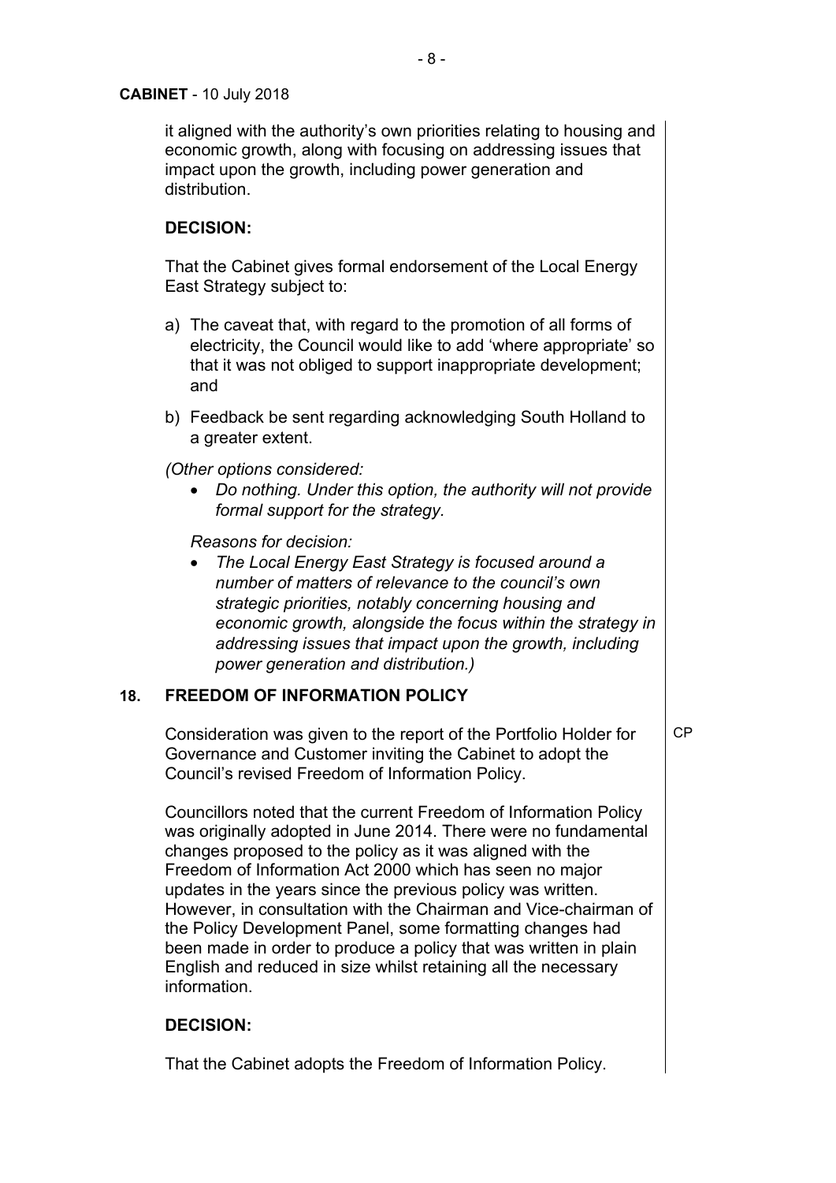it aligned with the authority's own priorities relating to housing and economic growth, along with focusing on addressing issues that impact upon the growth, including power generation and distribution.

**DECISION:**

That the Cabinet gives formal endorsement of the Local Energy East Strategy subject to:

a) The caveat that, with regard to the promotion of all forms of electricity, the Council would like to add 'where appropriate' so that it was not obliged to support inappropriate development; and

b) Feedback be sent regarding acknowledging South Holland to a greater extent.

*(Other options considered:*

- *Do nothing. Under this option, the authority will not provide formal support for the strategy.*

*Reasons for decision:*

- *The Local Energy East Strategy is focused around a number of matters of relevance to the council's own strategic priorities, notably concerning housing and economic growth, alongside the focus within the strategy in addressing issues that impact upon the growth, including power generation and distribution.)*

## 18. FREEDOM OF INFORMATION POLICY

Consideration was given to the report of the Portfolio Holder for Governance and Customer inviting the Cabinet to adopt the Council's revised Freedom of Information Policy. CP

Councillors noted that the current Freedom of Information Policy was originally adopted in June 2014. There were no fundamental changes proposed to the policy as it was aligned with the Freedom of Information Act 2000 which has seen no major updates in the years since the previous policy was written. However, in consultation with the Chairman and Vice-chairman of the Policy Development Panel, some formatting changes had been made in order to produce a policy that was written in plain English and reduced in size whilst retaining all the necessary information.

**DECISION:**

That the Cabinet adopts the Freedom of Information Policy.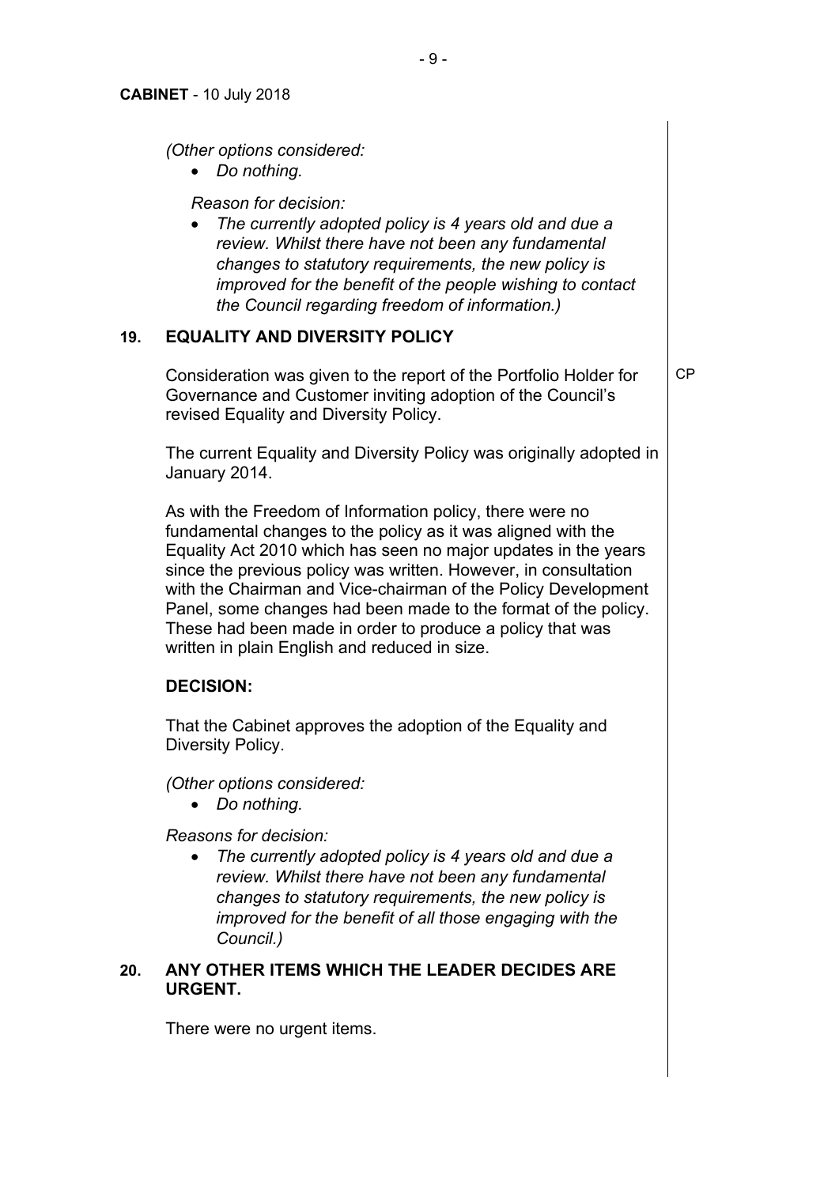*(Other options considered:*

- *Do nothing.*

*Reason for decision:*

- *The currently adopted policy is 4 years old and due a review. Whilst there have not been any fundamental changes to statutory requirements, the new policy is improved for the benefit of the people wishing to contact the Council regarding freedom of information.)*

## 19. EQUALITY AND DIVERSITY POLICY

Consideration was given to the report of the Portfolio Holder for Governance and Customer inviting adoption of the Council's revised Equality and Diversity Policy. CP

The current Equality and Diversity Policy was originally adopted in January 2014.

As with the Freedom of Information policy, there were no fundamental changes to the policy as it was aligned with the Equality Act 2010 which has seen no major updates in the years since the previous policy was written. However, in consultation with the Chairman and Vice-chairman of the Policy Development Panel, some changes had been made to the format of the policy. These had been made in order to produce a policy that was written in plain English and reduced in size.

**DECISION:**

That the Cabinet approves the adoption of the Equality and Diversity Policy.

*(Other options considered:*

- *Do nothing.*

*Reasons for decision:*

- *The currently adopted policy is 4 years old and due a review. Whilst there have not been any fundamental changes to statutory requirements, the new policy is improved for the benefit of all those engaging with the Council.)*

## 20. ANY OTHER ITEMS WHICH THE LEADER DECIDES ARE URGENT.

There were no urgent items.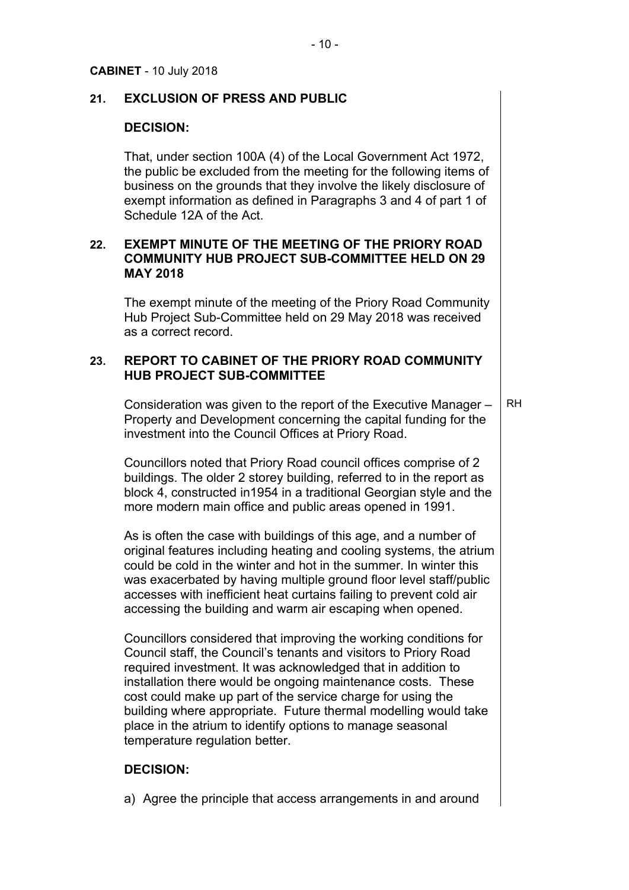**CABINET** - 10 July 2018

**21. EXCLUSION OF PRESS AND PUBLIC**

**DECISION:**

That, under section 100A (4) of the Local Government Act 1972, the public be excluded from the meeting for the following items of business on the grounds that they involve the likely disclosure of exempt information as defined in Paragraphs 3 and 4 of part 1 of Schedule 12A of the Act.

**22. EXEMPT MINUTE OF THE MEETING OF THE PRIORY ROAD COMMUNITY HUB PROJECT SUB-COMMITTEE HELD ON 29 MAY 2018**

The exempt minute of the meeting of the Priory Road Community Hub Project Sub-Committee held on 29 May 2018 was received as a correct record.

**23. REPORT TO CABINET OF THE PRIORY ROAD COMMUNITY HUB PROJECT SUB-COMMITTEE**

Consideration was given to the report of the Executive Manager – Property and Development concerning the capital funding for the investment into the Council Offices at Priory Road. RH

Councillors noted that Priory Road council offices comprise of 2 buildings. The older 2 storey building, referred to in the report as block 4, constructed in1954 in a traditional Georgian style and the more modern main office and public areas opened in 1991.

As is often the case with buildings of this age, and a number of original features including heating and cooling systems, the atrium could be cold in the winter and hot in the summer. In winter this was exacerbated by having multiple ground floor level staff/public accesses with inefficient heat curtains failing to prevent cold air accessing the building and warm air escaping when opened.

Councillors considered that improving the working conditions for Council staff, the Council's tenants and visitors to Priory Road required investment. It was acknowledged that in addition to installation there would be ongoing maintenance costs. These cost could make up part of the service charge for using the building where appropriate. Future thermal modelling would take place in the atrium to identify options to manage seasonal temperature regulation better.

**DECISION:**

a) Agree the principle that access arrangements in and around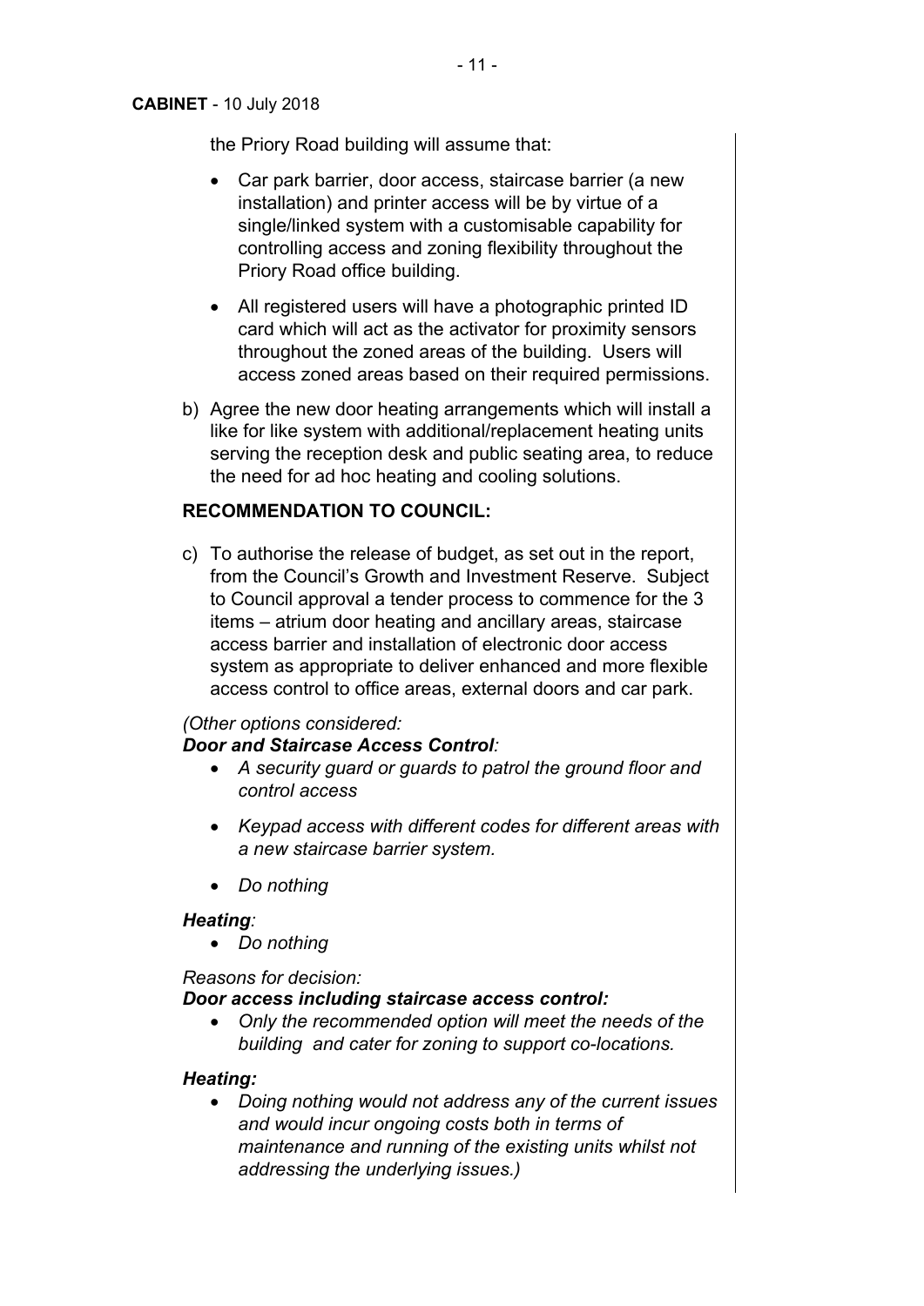the Priory Road building will assume that:

- Car park barrier, door access, staircase barrier (a new installation) and printer access will be by virtue of a single/linked system with a customisable capability for controlling access and zoning flexibility throughout the Priory Road office building.
- All registered users will have a photographic printed ID card which will act as the activator for proximity sensors throughout the zoned areas of the building. Users will access zoned areas based on their required permissions.

b) Agree the new door heating arrangements which will install a like for like system with additional/replacement heating units serving the reception desk and public seating area, to reduce the need for ad hoc heating and cooling solutions.

**RECOMMENDATION TO COUNCIL:**

c) To authorise the release of budget, as set out in the report, from the Council's Growth and Investment Reserve. Subject to Council approval a tender process to commence for the 3 items – atrium door heating and ancillary areas, staircase access barrier and installation of electronic door access system as appropriate to deliver enhanced and more flexible access control to office areas, external doors and car park.

*(Other options considered:*

***Door and Staircase Access Control:***

- *A security guard or guards to patrol the ground floor and control access*
- *Keypad access with different codes for different areas with a new staircase barrier system.*
- *Do nothing*

***Heating:***

- *Do nothing*

*Reasons for decision:*

***Door access including staircase access control:***

- *Only the recommended option will meet the needs of the building and cater for zoning to support co-locations.*

***Heating:***

- *Doing nothing would not address any of the current issues and would incur ongoing costs both in terms of maintenance and running of the existing units whilst not addressing the underlying issues.)*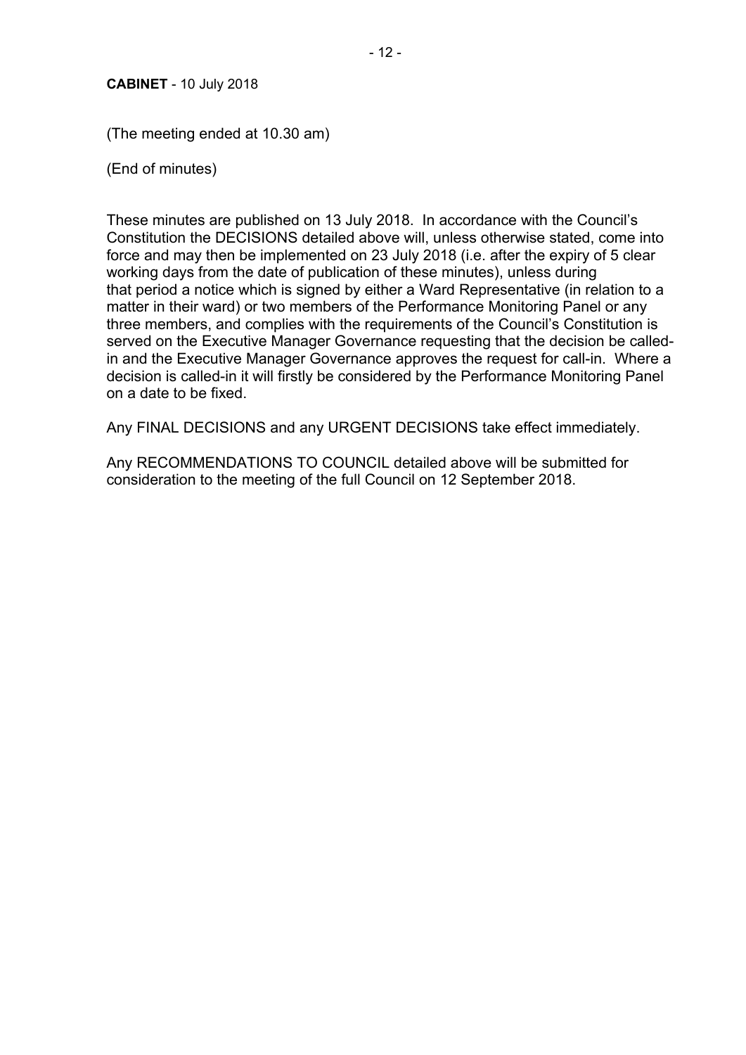(The meeting ended at 10.30 am)

(End of minutes)

These minutes are published on 13 July 2018. In accordance with the Council's Constitution the DECISIONS detailed above will, unless otherwise stated, come into force and may then be implemented on 23 July 2018 (i.e. after the expiry of 5 clear working days from the date of publication of these minutes), unless during that period a notice which is signed by either a Ward Representative (in relation to a matter in their ward) or two members of the Performance Monitoring Panel or any three members, and complies with the requirements of the Council's Constitution is served on the Executive Manager Governance requesting that the decision be called-in and the Executive Manager Governance approves the request for call-in. Where a decision is called-in it will firstly be considered by the Performance Monitoring Panel on a date to be fixed.

Any FINAL DECISIONS and any URGENT DECISIONS take effect immediately.

Any RECOMMENDATIONS TO COUNCIL detailed above will be submitted for consideration to the meeting of the full Council on 12 September 2018.